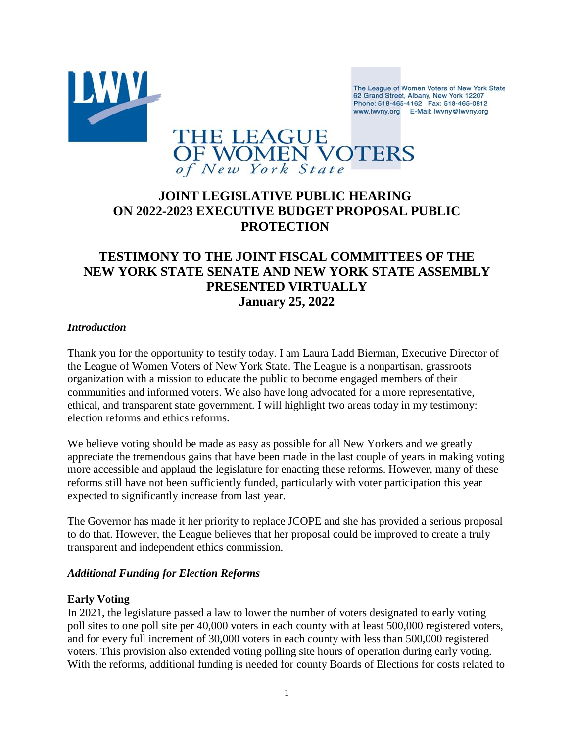The League of Women Voters of New York State
62 Grand Street, Albany, New York 12207
Phone: 518-465-4162 Fax: 518-465-0812
www.lwvny.org E-Mail: lwvny@lwvny.org

THE LEAGUE OF WOMEN VOTERS *of New York State*

# JOINT LEGISLATIVE PUBLIC HEARING ON 2022-2023 EXECUTIVE BUDGET PROPOSAL PUBLIC PROTECTION

# TESTIMONY TO THE JOINT FISCAL COMMITTEES OF THE NEW YORK STATE SENATE AND NEW YORK STATE ASSEMBLY PRESENTED VIRTUALLY January 25, 2022

## *Introduction*

Thank you for the opportunity to testify today. I am Laura Ladd Bierman, Executive Director of the League of Women Voters of New York State. The League is a nonpartisan, grassroots organization with a mission to educate the public to become engaged members of their communities and informed voters. We also have long advocated for a more representative, ethical, and transparent state government. I will highlight two areas today in my testimony: election reforms and ethics reforms.

We believe voting should be made as easy as possible for all New Yorkers and we greatly appreciate the tremendous gains that have been made in the last couple of years in making voting more accessible and applaud the legislature for enacting these reforms. However, many of these reforms still have not been sufficiently funded, particularly with voter participation this year expected to significantly increase from last year.

The Governor has made it her priority to replace JCOPE and she has provided a serious proposal to do that. However, the League believes that her proposal could be improved to create a truly transparent and independent ethics commission.

## *Additional Funding for Election Reforms*

### Early Voting

In 2021, the legislature passed a law to lower the number of voters designated to early voting poll sites to one poll site per 40,000 voters in each county with at least 500,000 registered voters, and for every full increment of 30,000 voters in each county with less than 500,000 registered voters. This provision also extended voting polling site hours of operation during early voting. With the reforms, additional funding is needed for county Boards of Elections for costs related to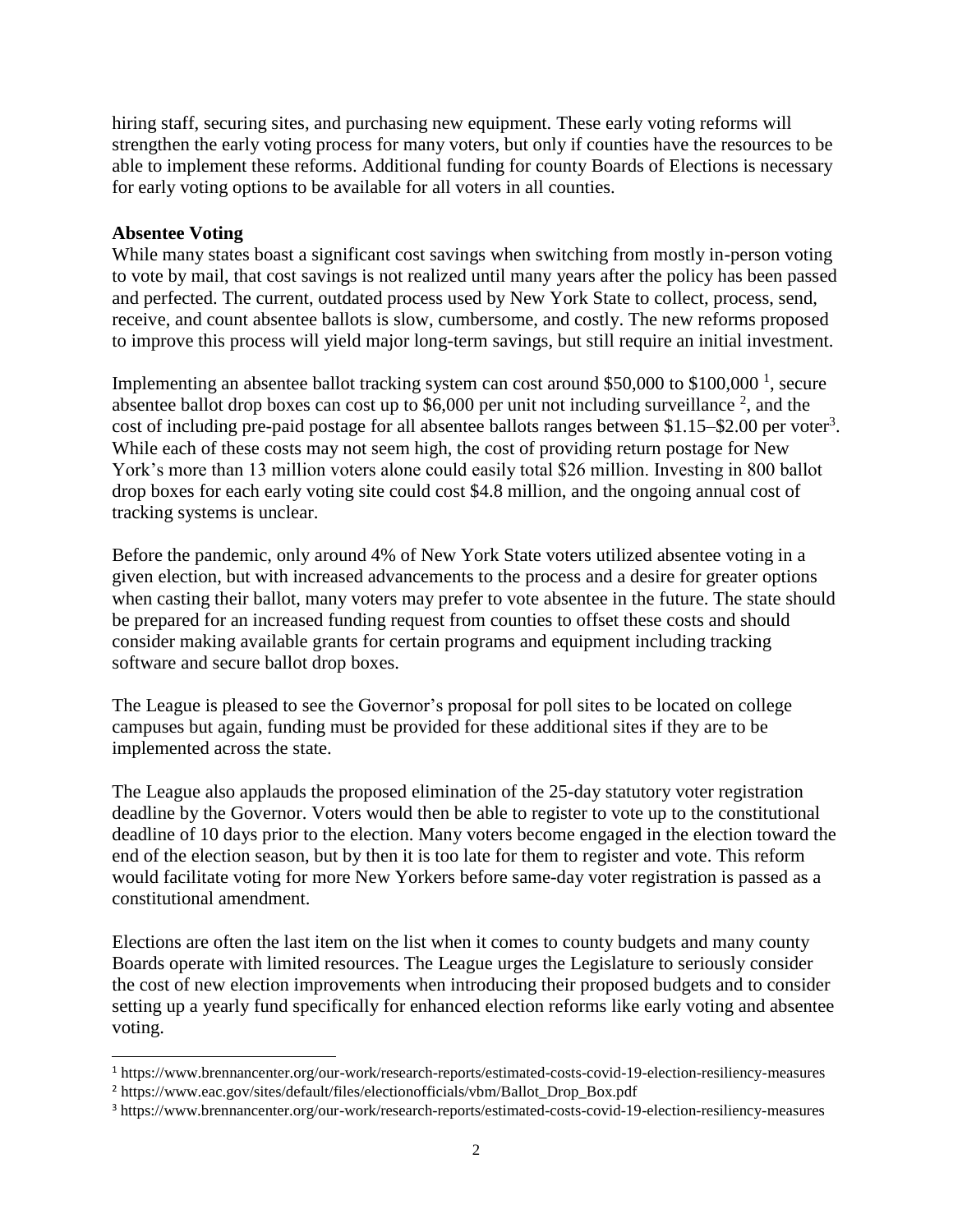hiring staff, securing sites, and purchasing new equipment. These early voting reforms will strengthen the early voting process for many voters, but only if counties have the resources to be able to implement these reforms. Additional funding for county Boards of Elections is necessary for early voting options to be available for all voters in all counties.

**Absentee Voting**

While many states boast a significant cost savings when switching from mostly in-person voting to vote by mail, that cost savings is not realized until many years after the policy has been passed and perfected. The current, outdated process used by New York State to collect, process, send, receive, and count absentee ballots is slow, cumbersome, and costly. The new reforms proposed to improve this process will yield major long-term savings, but still require an initial investment.

Implementing an absentee ballot tracking system can cost around $50,000 to $100,000 [1], secure absentee ballot drop boxes can cost up to $6,000 per unit not including surveillance [2], and the cost of including pre-paid postage for all absentee ballots ranges between $1.15–$2.00 per voter[3]. While each of these costs may not seem high, the cost of providing return postage for New York's more than 13 million voters alone could easily total $26 million. Investing in 800 ballot drop boxes for each early voting site could cost $4.8 million, and the ongoing annual cost of tracking systems is unclear.

Before the pandemic, only around 4% of New York State voters utilized absentee voting in a given election, but with increased advancements to the process and a desire for greater options when casting their ballot, many voters may prefer to vote absentee in the future. The state should be prepared for an increased funding request from counties to offset these costs and should consider making available grants for certain programs and equipment including tracking software and secure ballot drop boxes.

The League is pleased to see the Governor's proposal for poll sites to be located on college campuses but again, funding must be provided for these additional sites if they are to be implemented across the state.

The League also applauds the proposed elimination of the 25-day statutory voter registration deadline by the Governor. Voters would then be able to register to vote up to the constitutional deadline of 10 days prior to the election. Many voters become engaged in the election toward the end of the election season, but by then it is too late for them to register and vote. This reform would facilitate voting for more New Yorkers before same-day voter registration is passed as a constitutional amendment.

Elections are often the last item on the list when it comes to county budgets and many county Boards operate with limited resources. The League urges the Legislature to seriously consider the cost of new election improvements when introducing their proposed budgets and to consider setting up a yearly fund specifically for enhanced election reforms like early voting and absentee voting.

---

[1] https://www.brennancenter.org/our-work/research-reports/estimated-costs-covid-19-election-resiliency-measures

[2] https://www.eac.gov/sites/default/files/electionofficials/vbm/Ballot_Drop_Box.pdf

[3] https://www.brennancenter.org/our-work/research-reports/estimated-costs-covid-19-election-resiliency-measures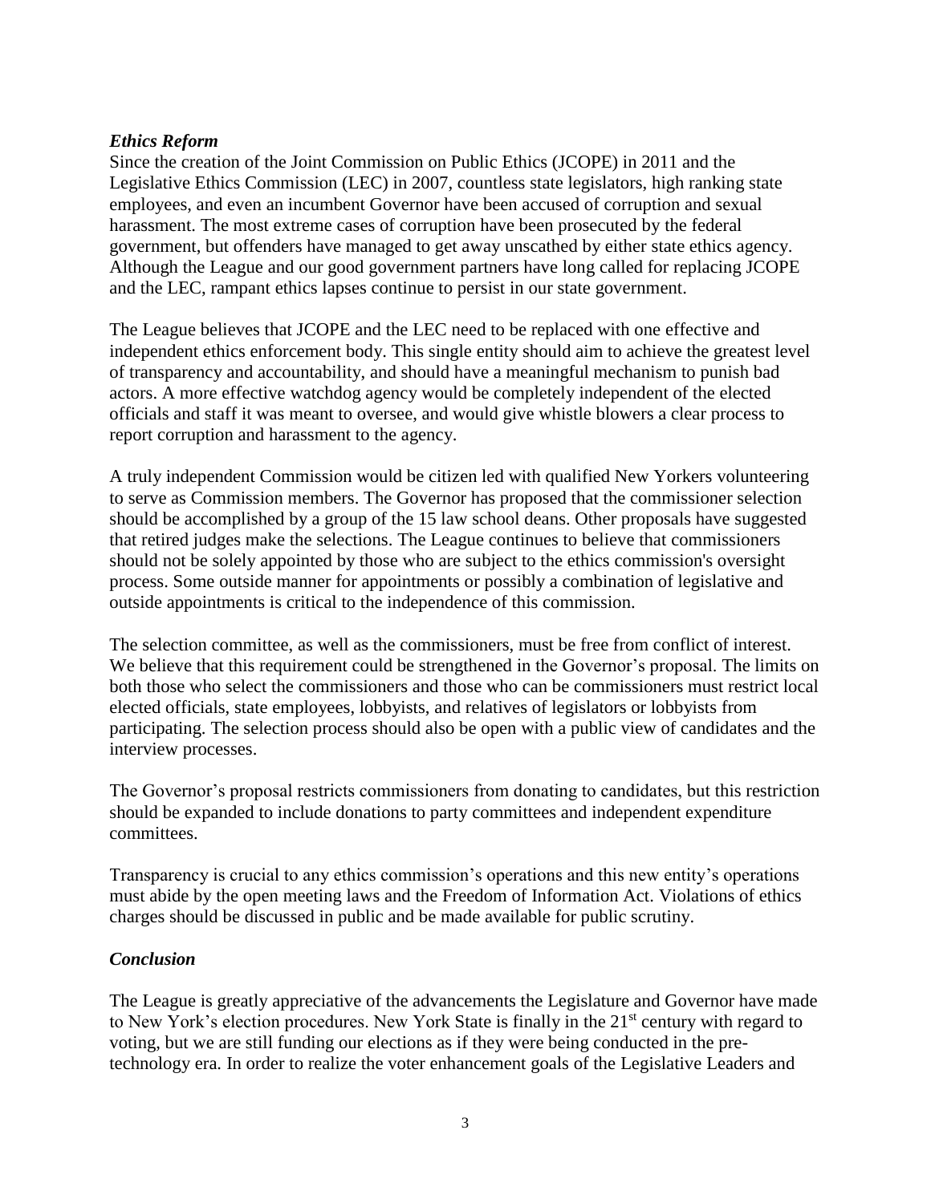### *Ethics Reform*

Since the creation of the Joint Commission on Public Ethics (JCOPE) in 2011 and the Legislative Ethics Commission (LEC) in 2007, countless state legislators, high ranking state employees, and even an incumbent Governor have been accused of corruption and sexual harassment. The most extreme cases of corruption have been prosecuted by the federal government, but offenders have managed to get away unscathed by either state ethics agency. Although the League and our good government partners have long called for replacing JCOPE and the LEC, rampant ethics lapses continue to persist in our state government.

The League believes that JCOPE and the LEC need to be replaced with one effective and independent ethics enforcement body. This single entity should aim to achieve the greatest level of transparency and accountability, and should have a meaningful mechanism to punish bad actors. A more effective watchdog agency would be completely independent of the elected officials and staff it was meant to oversee, and would give whistle blowers a clear process to report corruption and harassment to the agency.

A truly independent Commission would be citizen led with qualified New Yorkers volunteering to serve as Commission members. The Governor has proposed that the commissioner selection should be accomplished by a group of the 15 law school deans. Other proposals have suggested that retired judges make the selections. The League continues to believe that commissioners should not be solely appointed by those who are subject to the ethics commission's oversight process. Some outside manner for appointments or possibly a combination of legislative and outside appointments is critical to the independence of this commission.

The selection committee, as well as the commissioners, must be free from conflict of interest. We believe that this requirement could be strengthened in the Governor's proposal. The limits on both those who select the commissioners and those who can be commissioners must restrict local elected officials, state employees, lobbyists, and relatives of legislators or lobbyists from participating. The selection process should also be open with a public view of candidates and the interview processes.

The Governor's proposal restricts commissioners from donating to candidates, but this restriction should be expanded to include donations to party committees and independent expenditure committees.

Transparency is crucial to any ethics commission's operations and this new entity's operations must abide by the open meeting laws and the Freedom of Information Act. Violations of ethics charges should be discussed in public and be made available for public scrutiny.

### *Conclusion*

The League is greatly appreciative of the advancements the Legislature and Governor have made to New York's election procedures. New York State is finally in the 21st century with regard to voting, but we are still funding our elections as if they were being conducted in the pre-technology era. In order to realize the voter enhancement goals of the Legislative Leaders and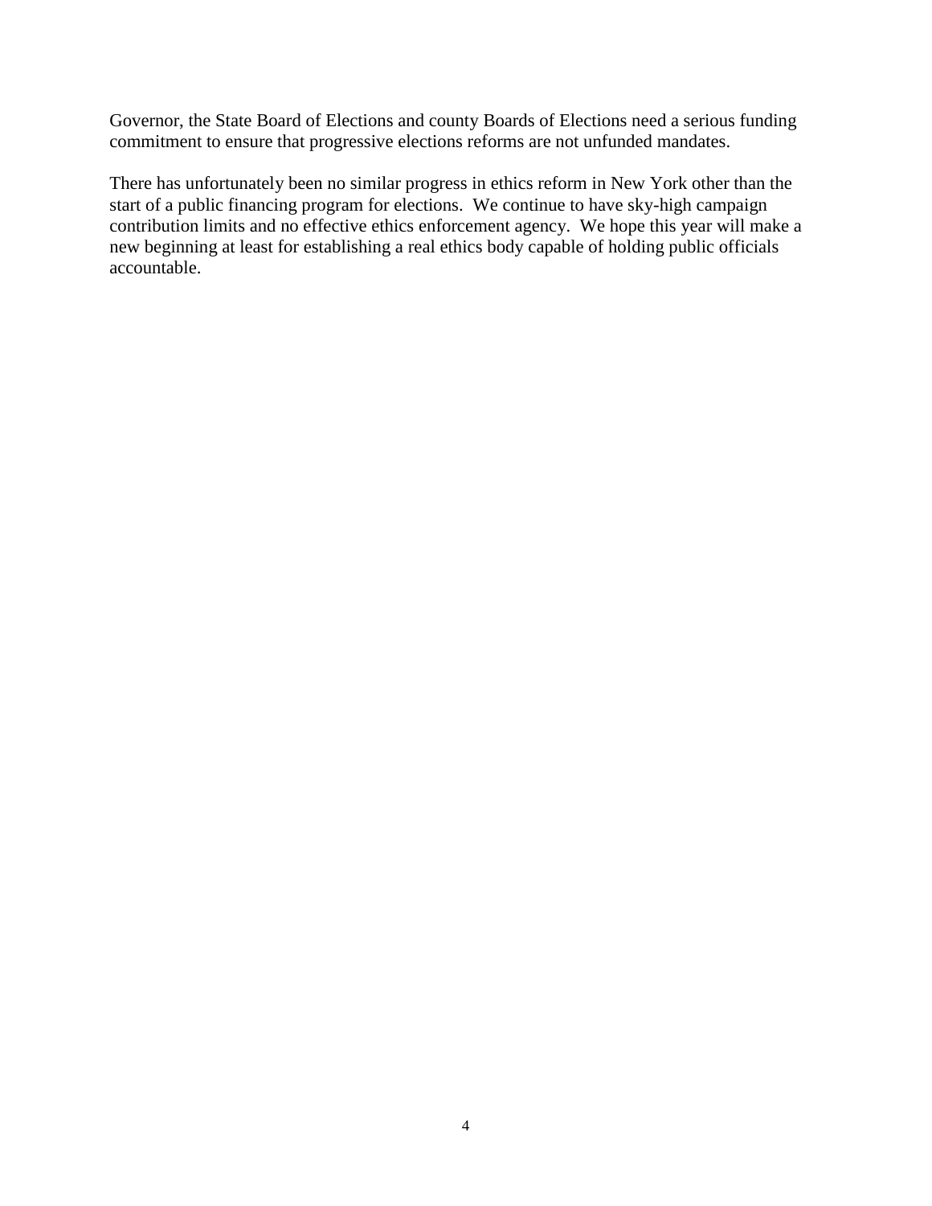Governor, the State Board of Elections and county Boards of Elections need a serious funding commitment to ensure that progressive elections reforms are not unfunded mandates.

There has unfortunately been no similar progress in ethics reform in New York other than the start of a public financing program for elections. We continue to have sky-high campaign contribution limits and no effective ethics enforcement agency. We hope this year will make a new beginning at least for establishing a real ethics body capable of holding public officials accountable.